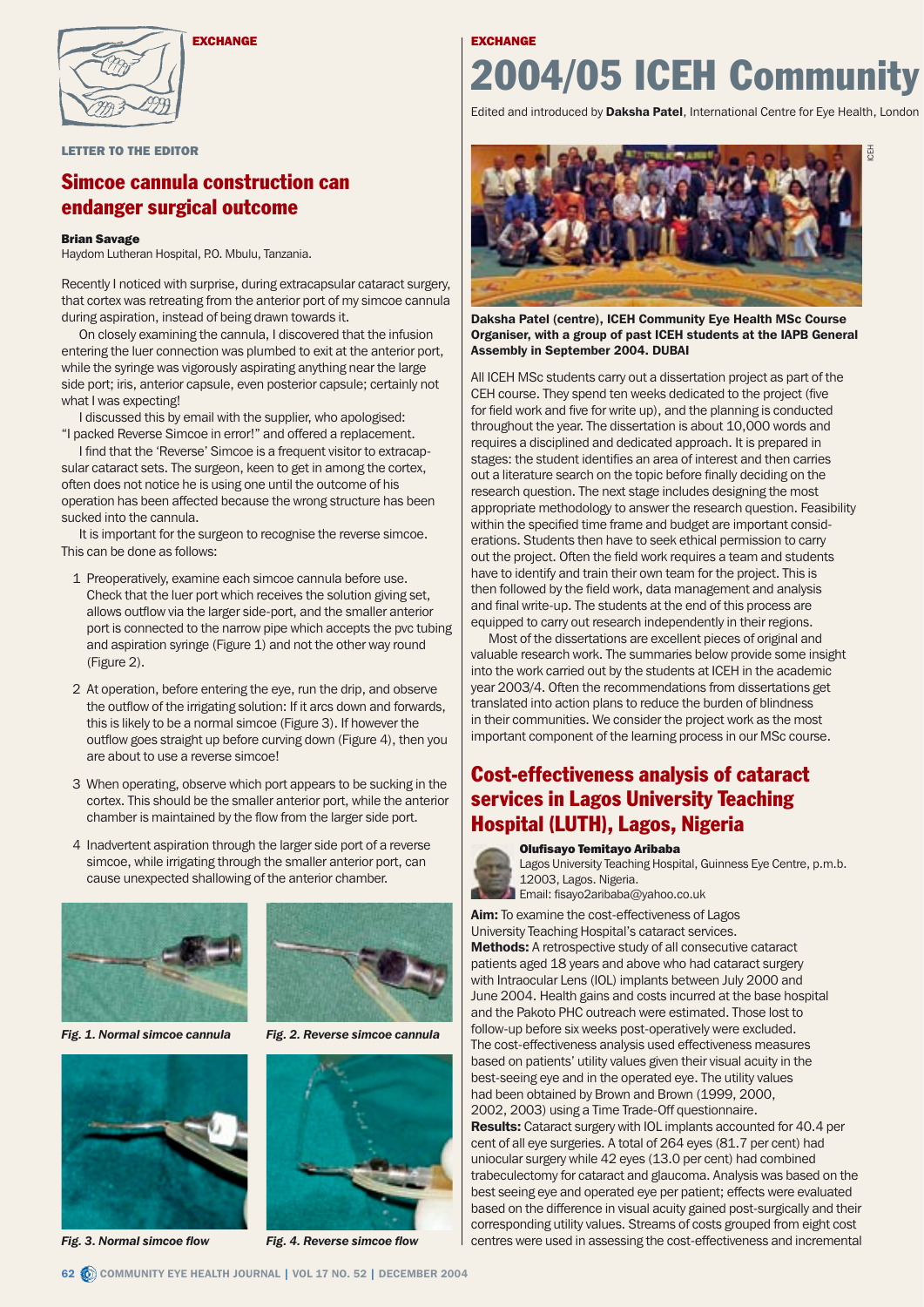EXCHANGE

LETTER TO THE EDITOR

## Simcoe cannula construction can endanger surgical outcome

**Brian Savage**
Haydom Lutheran Hospital, P.O. Mbulu, Tanzania.

Recently I noticed with surprise, during extracapsular cataract surgery, that cortex was retreating from the anterior port of my simcoe cannula during aspiration, instead of being drawn towards it.

On closely examining the cannula, I discovered that the infusion entering the luer connection was plumbed to exit at the anterior port, while the syringe was vigorously aspirating anything near the large side port; iris, anterior capsule, even posterior capsule; certainly not what I was expecting!

I discussed this by email with the supplier, who apologised: "I packed Reverse Simcoe in error!" and offered a replacement.

I find that the 'Reverse' Simcoe is a frequent visitor to extracapsular cataract sets. The surgeon, keen to get in among the cortex, often does not notice he is using one until the outcome of his operation has been affected because the wrong structure has been sucked into the cannula.

It is important for the surgeon to recognise the reverse simcoe. This can be done as follows:

1. Preoperatively, examine each simcoe cannula before use. Check that the luer port which receives the solution giving set, allows outflow via the larger side-port, and the smaller anterior port is connected to the narrow pipe which accepts the pvc tubing and aspiration syringe (Figure 1) and not the other way round (Figure 2).
2. At operation, before entering the eye, run the drip, and observe the outflow of the irrigating solution: If it arcs down and forwards, this is likely to be a normal simcoe (Figure 3). If however the outflow goes straight up before curving down (Figure 4), then you are about to use a reverse simcoe!
3. When operating, observe which port appears to be sucking in the cortex. This should be the smaller anterior port, while the anterior chamber is maintained by the flow from the larger side port.
4. Inadvertent aspiration through the larger side port of a reverse simcoe, while irrigating through the smaller anterior port, can cause unexpected shallowing of the anterior chamber.

*Fig. 1. Normal simcoe cannula*

*Fig. 2. Reverse simcoe cannula*

*Fig. 3. Normal simcoe flow*

*Fig. 4. Reverse simcoe flow*

EXCHANGE

# 2004/05 ICEH Community

Edited and introduced by **Daksha Patel**, International Centre for Eye Health, London

**Daksha Patel (centre), ICEH Community Eye Health MSc Course Organiser, with a group of past ICEH students at the IAPB General Assembly in September 2004. DUBAI**

All ICEH MSc students carry out a dissertation project as part of the CEH course. They spend ten weeks dedicated to the project (five for field work and five for write up), and the planning is conducted throughout the year. The dissertation is about 10,000 words and requires a disciplined and dedicated approach. It is prepared in stages: the student identifies an area of interest and then carries out a literature search on the topic before finally deciding on the research question. The next stage includes designing the most appropriate methodology to answer the research question. Feasibility within the specified time frame and budget are important considerations. Students then have to seek ethical permission to carry out the project. Often the field work requires a team and students have to identify and train their own team for the project. This is then followed by the field work, data management and analysis and final write-up. The students at the end of this process are equipped to carry out research independently in their regions.

Most of the dissertations are excellent pieces of original and valuable research work. The summaries below provide some insight into the work carried out by the students at ICEH in the academic year 2003/4. Often the recommendations from dissertations get translated into action plans to reduce the burden of blindness in their communities. We consider the project work as the most important component of the learning process in our MSc course.

## Cost-effectiveness analysis of cataract services in Lagos University Teaching Hospital (LUTH), Lagos, Nigeria

**Olufisayo Temitayo Aribaba**
Lagos University Teaching Hospital, Guinness Eye Centre, p.m.b. 12003, Lagos. Nigeria.
Email: fisayo2aribaba@yahoo.co.uk

**Aim:** To examine the cost-effectiveness of Lagos University Teaching Hospital's cataract services.
**Methods:** A retrospective study of all consecutive cataract patients aged 18 years and above who had cataract surgery with Intraocular Lens (IOL) implants between July 2000 and June 2004. Health gains and costs incurred at the base hospital and the Pakoto PHC outreach were estimated. Those lost to follow-up before six weeks post-operatively were excluded. The cost-effectiveness analysis used effectiveness measures based on patients' utility values given their visual acuity in the best-seeing eye and in the operated eye. The utility values had been obtained by Brown and Brown (1999, 2000, 2002, 2003) using a Time Trade-Off questionnaire.
**Results:** Cataract surgery with IOL implants accounted for 40.4 per cent of all eye surgeries. A total of 264 eyes (81.7 per cent) had uniocular surgery while 42 eyes (13.0 per cent) had combined trabeculectomy for cataract and glaucoma. Analysis was based on the best seeing eye and operated eye per patient; effects were evaluated based on the difference in visual acuity gained post-surgically and their corresponding utility values. Streams of costs grouped from eight cost centres were used in assessing the cost-effectiveness and incremental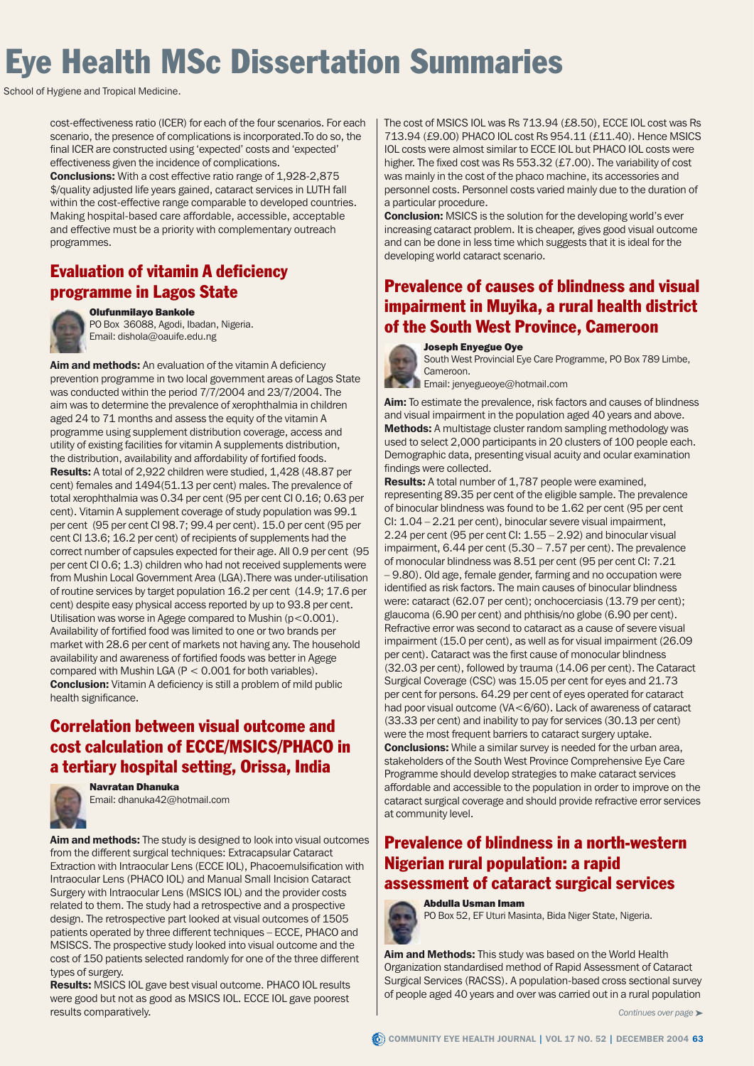# Eye Health MSc Dissertation Summaries

School of Hygiene and Tropical Medicine.

cost-effectiveness ratio (ICER) for each of the four scenarios. For each scenario, the presence of complications is incorporated.To do so, the final ICER are constructed using 'expected' costs and 'expected' effectiveness given the incidence of complications.

**Conclusions:** With a cost effective ratio range of 1,928-2,875 $/quality adjusted life years gained, cataract services in LUTH fall within the cost-effective range comparable to developed countries. Making hospital-based care affordable, accessible, acceptable and effective must be a priority with complementary outreach programmes.

## Evaluation of vitamin A deficiency programme in Lagos State

**Olufunmilayo Bankole**
PO Box 36088, Agodi, Ibadan, Nigeria.
Email: dishola@oauife.edu.ng

**Aim and methods:** An evaluation of the vitamin A deficiency prevention programme in two local government areas of Lagos State was conducted within the period 7/7/2004 and 23/7/2004. The aim was to determine the prevalence of xerophthalmia in children aged 24 to 71 months and assess the equity of the vitamin A programme using supplement distribution coverage, access and utility of existing facilities for vitamin A supplements distribution, the distribution, availability and affordability of fortified foods.

**Results:** A total of 2,922 children were studied, 1,428 (48.87 per cent) females and 1494(51.13 per cent) males. The prevalence of total xerophthalmia was 0.34 per cent (95 per cent CI 0.16; 0.63 per cent). Vitamin A supplement coverage of study population was 99.1 per cent (95 per cent CI 98.7; 99.4 per cent). 15.0 per cent (95 per cent CI 13.6; 16.2 per cent) of recipients of supplements had the correct number of capsules expected for their age. All 0.9 per cent (95 per cent CI 0.6; 1.3) children who had not received supplements were from Mushin Local Government Area (LGA).There was under-utilisation of routine services by target population 16.2 per cent (14.9; 17.6 per cent) despite easy physical access reported by up to 93.8 per cent. Utilisation was worse in Agege compared to Mushin ($p<0.001$). Availability of fortified food was limited to one or two brands per market with 28.6 per cent of markets not having any. The household availability and awareness of fortified foods was better in Agege compared with Mushin LGA ($P < 0.001$ for both variables).

**Conclusion:** Vitamin A deficiency is still a problem of mild public health significance.

## Correlation between visual outcome and cost calculation of ECCE/MSICS/PHACO in a tertiary hospital setting, Orissa, India

**Navratan Dhanuka**
Email: dhanuka42@hotmail.com

**Aim and methods:** The study is designed to look into visual outcomes from the different surgical techniques: Extracapsular Cataract Extraction with Intraocular Lens (ECCE IOL), Phacoemulsification with Intraocular Lens (PHACO IOL) and Manual Small Incision Cataract Surgery with Intraocular Lens (MSICS IOL) and the provider costs related to them. The study had a retrospective and a prospective design. The retrospective part looked at visual outcomes of 1505 patients operated by three different techniques – ECCE, PHACO and MSISCS. The prospective study looked into visual outcome and the cost of 150 patients selected randomly for one of the three different types of surgery.

**Results:** MSICS IOL gave best visual outcome. PHACO IOL results were good but not as good as MSICS IOL. ECCE IOL gave poorest results comparatively.

The cost of MSICS IOL was Rs 713.94 (£8.50), ECCE IOL cost was Rs 713.94 (£9.00) PHACO IOL cost Rs 954.11 (£11.40). Hence MSICS IOL costs were almost similar to ECCE IOL but PHACO IOL costs were higher. The fixed cost was Rs 553.32 (£7.00). The variability of cost was mainly in the cost of the phaco machine, its accessories and personnel costs. Personnel costs varied mainly due to the duration of a particular procedure.

**Conclusion:** MSICS is the solution for the developing world's ever increasing cataract problem. It is cheaper, gives good visual outcome and can be done in less time which suggests that it is ideal for the developing world cataract scenario.

## Prevalence of causes of blindness and visual impairment in Muyika, a rural health district of the South West Province, Cameroon

**Joseph Enyegue Oye**
South West Provincial Eye Care Programme, PO Box 789 Limbe, Cameroon.
Email: jenyegueoye@hotmail.com

**Aim:** To estimate the prevalence, risk factors and causes of blindness and visual impairment in the population aged 40 years and above.

**Methods:** A multistage cluster random sampling methodology was used to select 2,000 participants in 20 clusters of 100 people each. Demographic data, presenting visual acuity and ocular examination findings were collected.

**Results:** A total number of 1,787 people were examined, representing 89.35 per cent of the eligible sample. The prevalence of binocular blindness was found to be 1.62 per cent (95 per cent CI: 1.04 – 2.21 per cent), binocular severe visual impairment, 2.24 per cent (95 per cent CI: 1.55 – 2.92) and binocular visual impairment, 6.44 per cent (5.30 – 7.57 per cent). The prevalence of monocular blindness was 8.51 per cent (95 per cent CI: 7.21 – 9.80). Old age, female gender, farming and no occupation were identified as risk factors. The main causes of binocular blindness were: cataract (62.07 per cent); onchocerciasis (13.79 per cent); glaucoma (6.90 per cent) and phthisis/no globe (6.90 per cent). Refractive error was second to cataract as a cause of severe visual impairment (15.0 per cent), as well as for visual impairment (26.09 per cent). Cataract was the first cause of monocular blindness (32.03 per cent), followed by trauma (14.06 per cent). The Cataract Surgical Coverage (CSC) was 15.05 per cent for eyes and 21.73 per cent for persons. 64.29 per cent of eyes operated for cataract had poor visual outcome (VA<6/60). Lack of awareness of cataract (33.33 per cent) and inability to pay for services (30.13 per cent) were the most frequent barriers to cataract surgery uptake.

**Conclusions:** While a similar survey is needed for the urban area, stakeholders of the South West Province Comprehensive Eye Care Programme should develop strategies to make cataract services affordable and accessible to the population in order to improve on the cataract surgical coverage and should provide refractive error services at community level.

## Prevalence of blindness in a north-western Nigerian rural population: a rapid assessment of cataract surgical services

**Abdulla Usman Imam**
PO Box 52, EF Uturi Masinta, Bida Niger State, Nigeria.

**Aim and Methods:** This study was based on the World Health Organization standardised method of Rapid Assessment of Cataract Surgical Services (RACSS). A population-based cross sectional survey of people aged 40 years and over was carried out in a rural population

*Continues over page ➤*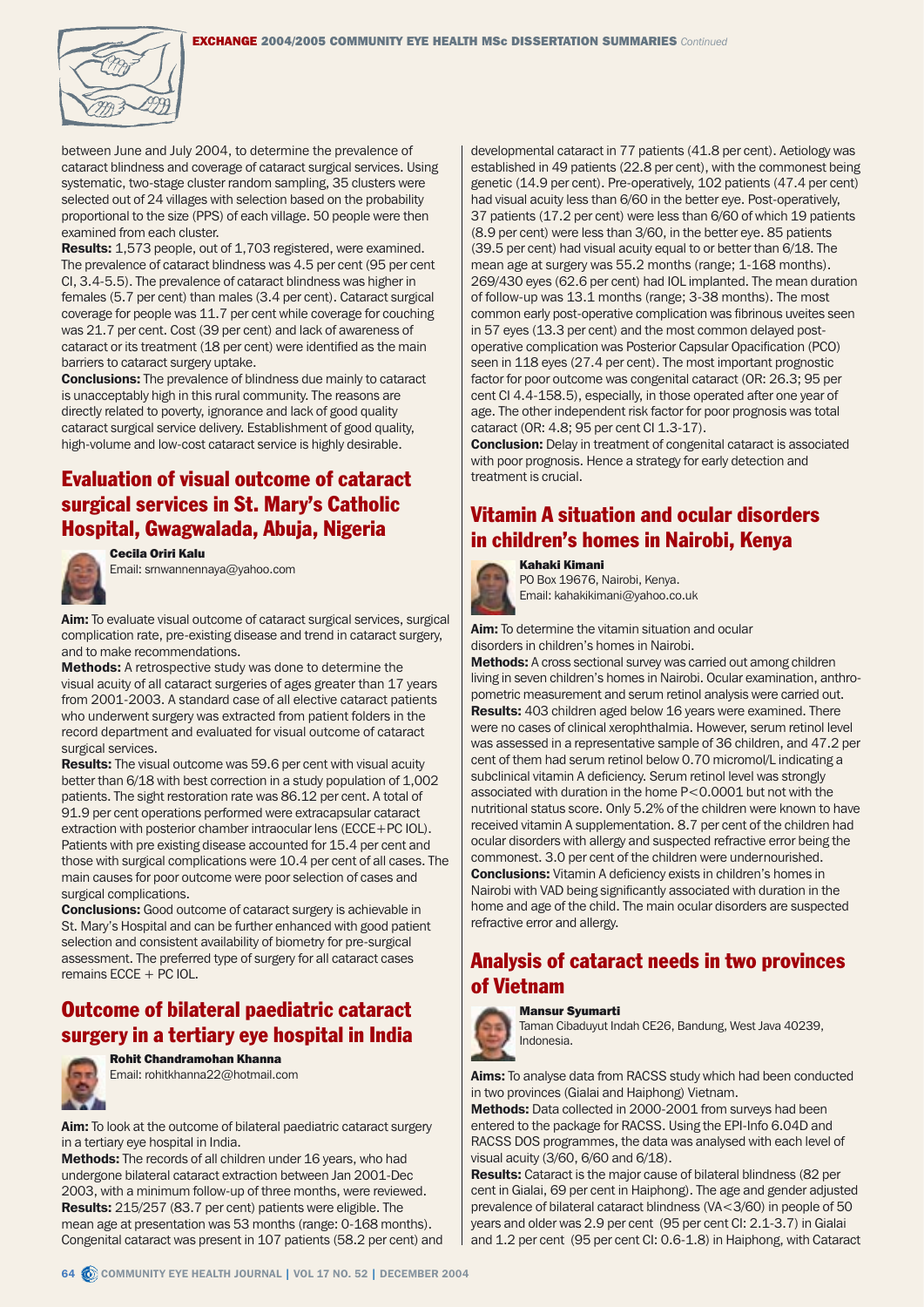between June and July 2004, to determine the prevalence of cataract blindness and coverage of cataract surgical services. Using systematic, two-stage cluster random sampling, 35 clusters were selected out of 24 villages with selection based on the probability proportional to the size (PPS) of each village. 50 people were then examined from each cluster.

**Results:** 1,573 people, out of 1,703 registered, were examined. The prevalence of cataract blindness was 4.5 per cent (95 per cent CI, 3.4-5.5). The prevalence of cataract blindness was higher in females (5.7 per cent) than males (3.4 per cent). Cataract surgical coverage for people was 11.7 per cent while coverage for couching was 21.7 per cent. Cost (39 per cent) and lack of awareness of cataract or its treatment (18 per cent) were identified as the main barriers to cataract surgery uptake.

**Conclusions:** The prevalence of blindness due mainly to cataract is unacceptably high in this rural community. The reasons are directly related to poverty, ignorance and lack of good quality cataract surgical service delivery. Establishment of good quality, high-volume and low-cost cataract service is highly desirable.

## Evaluation of visual outcome of cataract surgical services in St. Mary's Catholic Hospital, Gwagwalada, Abuja, Nigeria

**Cecila Oriri Kalu**
Email: srnwannennaya@yahoo.com

**Aim:** To evaluate visual outcome of cataract surgical services, surgical complication rate, pre-existing disease and trend in cataract surgery, and to make recommendations.

**Methods:** A retrospective study was done to determine the visual acuity of all cataract surgeries of ages greater than 17 years from 2001-2003. A standard case of all elective cataract patients who underwent surgery was extracted from patient folders in the record department and evaluated for visual outcome of cataract surgical services.

**Results:** The visual outcome was 59.6 per cent with visual acuity better than 6/18 with best correction in a study population of 1,002 patients. The sight restoration rate was 86.12 per cent. A total of 91.9 per cent operations performed were extracapsular cataract extraction with posterior chamber intraocular lens (ECCE+PC IOL). Patients with pre existing disease accounted for 15.4 per cent and those with surgical complications were 10.4 per cent of all cases. The main causes for poor outcome were poor selection of cases and surgical complications.

**Conclusions:** Good outcome of cataract surgery is achievable in St. Mary's Hospital and can be further enhanced with good patient selection and consistent availability of biometry for pre-surgical assessment. The preferred type of surgery for all cataract cases remains ECCE + PC IOL.

## Outcome of bilateral paediatric cataract surgery in a tertiary eye hospital in India

**Rohit Chandramohan Khanna**
Email: rohitkhanna22@hotmail.com

**Aim:** To look at the outcome of bilateral paediatric cataract surgery in a tertiary eye hospital in India.

**Methods:** The records of all children under 16 years, who had undergone bilateral cataract extraction between Jan 2001-Dec 2003, with a minimum follow-up of three months, were reviewed.

**Results:** 215/257 (83.7 per cent) patients were eligible. The mean age at presentation was 53 months (range: 0-168 months). Congenital cataract was present in 107 patients (58.2 per cent) and developmental cataract in 77 patients (41.8 per cent). Aetiology was established in 49 patients (22.8 per cent), with the commonest being genetic (14.9 per cent). Pre-operatively, 102 patients (47.4 per cent) had visual acuity less than 6/60 in the better eye. Post-operatively, 37 patients (17.2 per cent) were less than 6/60 of which 19 patients (8.9 per cent) were less than 3/60, in the better eye. 85 patients (39.5 per cent) had visual acuity equal to or better than 6/18. The mean age at surgery was 55.2 months (range; 1-168 months). 269/430 eyes (62.6 per cent) had IOL implanted. The mean duration of follow-up was 13.1 months (range; 3-38 months). The most common early post-operative complication was fibrinous uveites seen in 57 eyes (13.3 per cent) and the most common delayed post-operative complication was Posterior Capsular Opacification (PCO) seen in 118 eyes (27.4 per cent). The most important prognostic factor for poor outcome was congenital cataract (OR: 26.3; 95 per cent CI 4.4-158.5), especially, in those operated after one year of age. The other independent risk factor for poor prognosis was total cataract (OR: 4.8; 95 per cent CI 1.3-17).

**Conclusion:** Delay in treatment of congenital cataract is associated with poor prognosis. Hence a strategy for early detection and treatment is crucial.

## Vitamin A situation and ocular disorders in children's homes in Nairobi, Kenya

**Kahaki Kimani**
PO Box 19676, Nairobi, Kenya.
Email: kahakikimani@yahoo.co.uk

**Aim:** To determine the vitamin situation and ocular disorders in children's homes in Nairobi.

**Methods:** A cross sectional survey was carried out among children living in seven children's homes in Nairobi. Ocular examination, anthropometric measurement and serum retinol analysis were carried out.

**Results:** 403 children aged below 16 years were examined. There were no cases of clinical xerophthalmia. However, serum retinol level was assessed in a representative sample of 36 children, and 47.2 per cent of them had serum retinol below 0.70 micromol/L indicating a subclinical vitamin A deficiency. Serum retinol level was strongly associated with duration in the home $P<0.0001$ but not with the nutritional status score. Only 5.2% of the children were known to have received vitamin A supplementation. 8.7 per cent of the children had ocular disorders with allergy and suspected refractive error being the commonest. 3.0 per cent of the children were undernourished.

**Conclusions:** Vitamin A deficiency exists in children's homes in Nairobi with VAD being significantly associated with duration in the home and age of the child. The main ocular disorders are suspected refractive error and allergy.

## Analysis of cataract needs in two provinces of Vietnam

**Mansur Syumarti**
Taman Cibaduyut Indah CE26, Bandung, West Java 40239, Indonesia.

**Aims:** To analyse data from RACSS study which had been conducted in two provinces (Gialai and Haiphong) Vietnam.

**Methods:** Data collected in 2000-2001 from surveys had been entered to the package for RACSS. Using the EPI-Info 6.04D and RACSS DOS programmes, the data was analysed with each level of visual acuity (3/60, 6/60 and 6/18).

**Results:** Cataract is the major cause of bilateral blindness (82 per cent in Gialai, 69 per cent in Haiphong). The age and gender adjusted prevalence of bilateral cataract blindness (VA<3/60) in people of 50 years and older was 2.9 per cent (95 per cent CI: 2.1-3.7) in Gialai and 1.2 per cent (95 per cent CI: 0.6-1.8) in Haiphong, with Cataract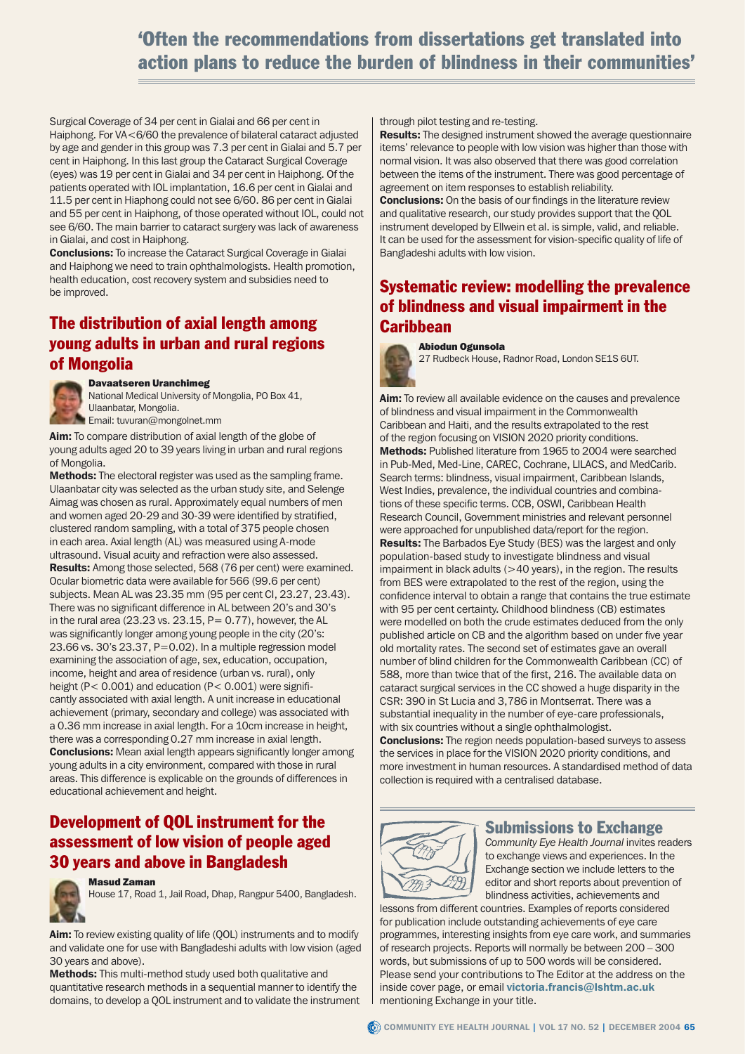# 'Often the recommendations from dissertations get translated into action plans to reduce the burden of blindness in their communities'

Surgical Coverage of 34 per cent in Gialai and 66 per cent in Haiphong. For VA<6/60 the prevalence of bilateral cataract adjusted by age and gender in this group was 7.3 per cent in Gialai and 5.7 per cent in Haiphong. In this last group the Cataract Surgical Coverage (eyes) was 19 per cent in Gialai and 34 per cent in Haiphong. Of the patients operated with IOL implantation, 16.6 per cent in Gialai and 11.5 per cent in Hiaphong could not see 6/60. 86 per cent in Gialai and 55 per cent in Haiphong, of those operated without IOL, could not see 6/60. The main barrier to cataract surgery was lack of awareness in Gialai, and cost in Haiphong.

**Conclusions:** To increase the Cataract Surgical Coverage in Gialai and Haiphong we need to train ophthalmologists. Health promotion, health education, cost recovery system and subsidies need to be improved.

## The distribution of axial length among young adults in urban and rural regions of Mongolia

**Davaatseren Uranchimeg**
National Medical University of Mongolia, PO Box 41, Ulaanbatar, Mongolia.
Email: tuvuran@mongolnet.mm

**Aim:** To compare distribution of axial length of the globe of young adults aged 20 to 39 years living in urban and rural regions of Mongolia.

**Methods:** The electoral register was used as the sampling frame. Ulaanbatar city was selected as the urban study site, and Selenge Aimag was chosen as rural. Approximately equal numbers of men and women aged 20-29 and 30-39 were identified by stratified, clustered random sampling, with a total of 375 people chosen in each area. Axial length (AL) was measured using A-mode ultrasound. Visual acuity and refraction were also assessed.

**Results:** Among those selected, 568 (76 per cent) were examined. Ocular biometric data were available for 566 (99.6 per cent) subjects. Mean AL was 23.35 mm (95 per cent CI, 23.27, 23.43). There was no significant difference in AL between 20's and 30's in the rural area (23.23 vs. 23.15, $P = 0.77$), however, the AL was significantly longer among young people in the city (20's: 23.66 vs. 30's 23.37, $P = 0.02$). In a multiple regression model examining the association of age, sex, education, occupation, income, height and area of residence (urban vs. rural), only height ($P < 0.001$) and education ($P < 0.001$) were significantly associated with axial length. A unit increase in educational achievement (primary, secondary and college) was associated with a 0.36 mm increase in axial length. For a 10cm increase in height, there was a corresponding 0.27 mm increase in axial length.

**Conclusions:** Mean axial length appears significantly longer among young adults in a city environment, compared with those in rural areas. This difference is explicable on the grounds of differences in educational achievement and height.

## Development of QOL instrument for the assessment of low vision of people aged 30 years and above in Bangladesh

**Masud Zaman**
House 17, Road 1, Jail Road, Dhap, Rangpur 5400, Bangladesh.

**Aim:** To review existing quality of life (QOL) instruments and to modify and validate one for use with Bangladeshi adults with low vision (aged 30 years and above).

**Methods:** This multi-method study used both qualitative and quantitative research methods in a sequential manner to identify the domains, to develop a QOL instrument and to validate the instrument through pilot testing and re-testing.

**Results:** The designed instrument showed the average questionnaire items' relevance to people with low vision was higher than those with normal vision. It was also observed that there was good correlation between the items of the instrument. There was good percentage of agreement on item responses to establish reliability.

**Conclusions:** On the basis of our findings in the literature review and qualitative research, our study provides support that the QOL instrument developed by Ellwein et al. is simple, valid, and reliable. It can be used for the assessment for vision-specific quality of life of Bangladeshi adults with low vision.

## Systematic review: modelling the prevalence of blindness and visual impairment in the Caribbean

**Abiodun Ogunsola**
27 Rudbeck House, Radnor Road, London SE1S 6UT.

**Aim:** To review all available evidence on the causes and prevalence of blindness and visual impairment in the Commonwealth Caribbean and Haiti, and the results extrapolated to the rest of the region focusing on VISION 2020 priority conditions.

**Methods:** Published literature from 1965 to 2004 were searched in Pub-Med, Med-Line, CAREC, Cochrane, LILACS, and MedCarib. Search terms: blindness, visual impairment, Caribbean Islands, West Indies, prevalence, the individual countries and combinations of these specific terms. CCB, OSWI, Caribbean Health Research Council, Government ministries and relevant personnel were approached for unpublished data/report for the region.

**Results:** The Barbados Eye Study (BES) was the largest and only population-based study to investigate blindness and visual impairment in black adults (>40 years), in the region. The results from BES were extrapolated to the rest of the region, using the confidence interval to obtain a range that contains the true estimate with 95 per cent certainty. Childhood blindness (CB) estimates were modelled on both the crude estimates deduced from the only published article on CB and the algorithm based on under five year old mortality rates. The second set of estimates gave an overall number of blind children for the Commonwealth Caribbean (CC) of 588, more than twice that of the first, 216. The available data on cataract surgical services in the CC showed a huge disparity in the CSR: 390 in St Lucia and 3,786 in Montserrat. There was a substantial inequality in the number of eye-care professionals, with six countries without a single ophthalmologist.

**Conclusions:** The region needs population-based surveys to assess the services in place for the VISION 2020 priority conditions, and more investment in human resources. A standardised method of data collection is required with a centralised database.

## Submissions to Exchange

*Community Eye Health Journal* invites readers to exchange views and experiences. In the Exchange section we include letters to the editor and short reports about prevention of blindness activities, achievements and lessons from different countries. Examples of reports considered for publication include outstanding achievements of eye care programmes, interesting insights from eye care work, and summaries of research projects. Reports will normally be between 200 – 300 words, but submissions of up to 500 words will be considered. Please send your contributions to The Editor at the address on the inside cover page, or email **victoria.francis@lshtm.ac.uk** mentioning Exchange in your title.